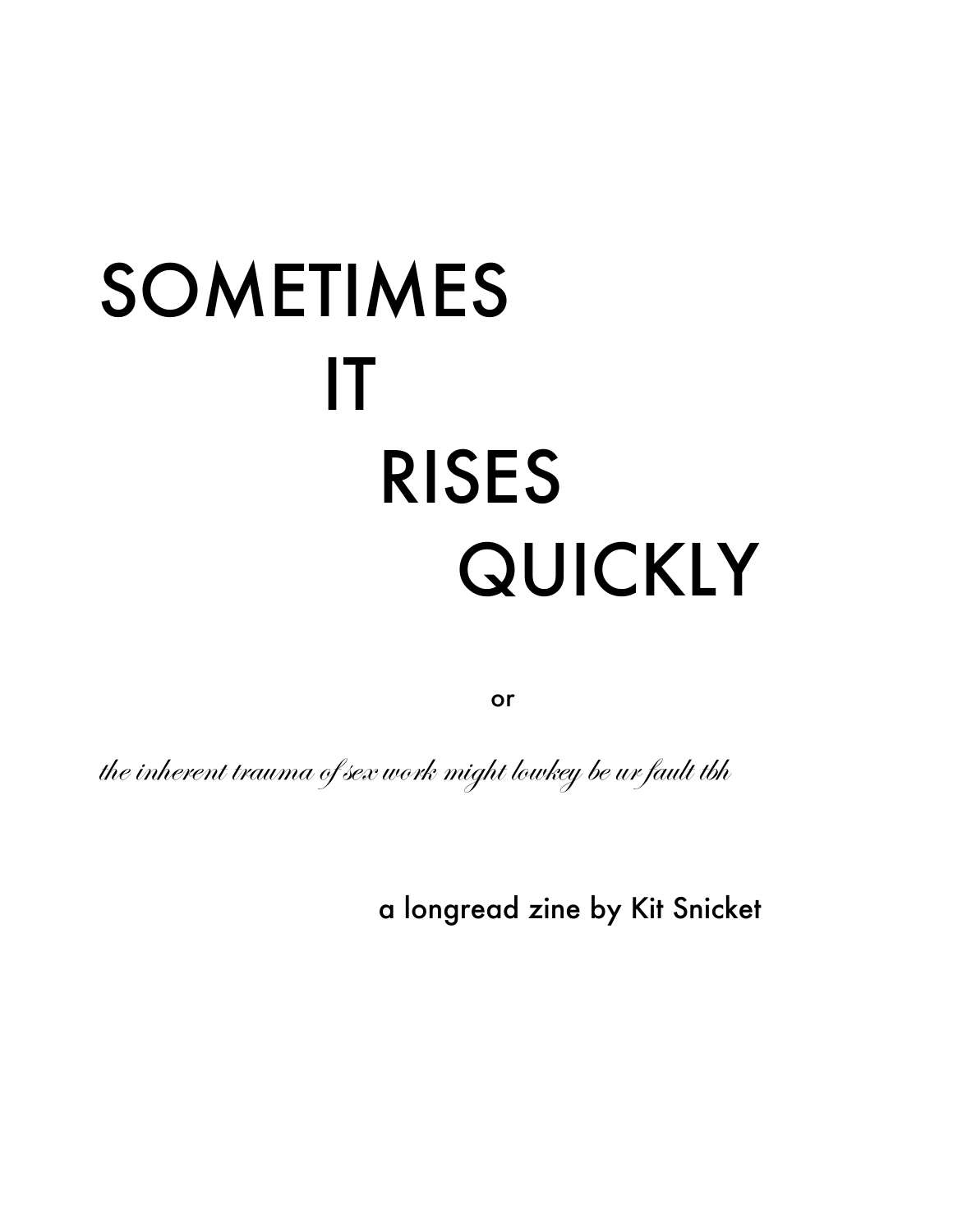# SOMETIMES IT RISES QUICKLY

or

*the inherent trauma of sex work might lowkey be ur fault tbh*

a longread zine by Kit Snicket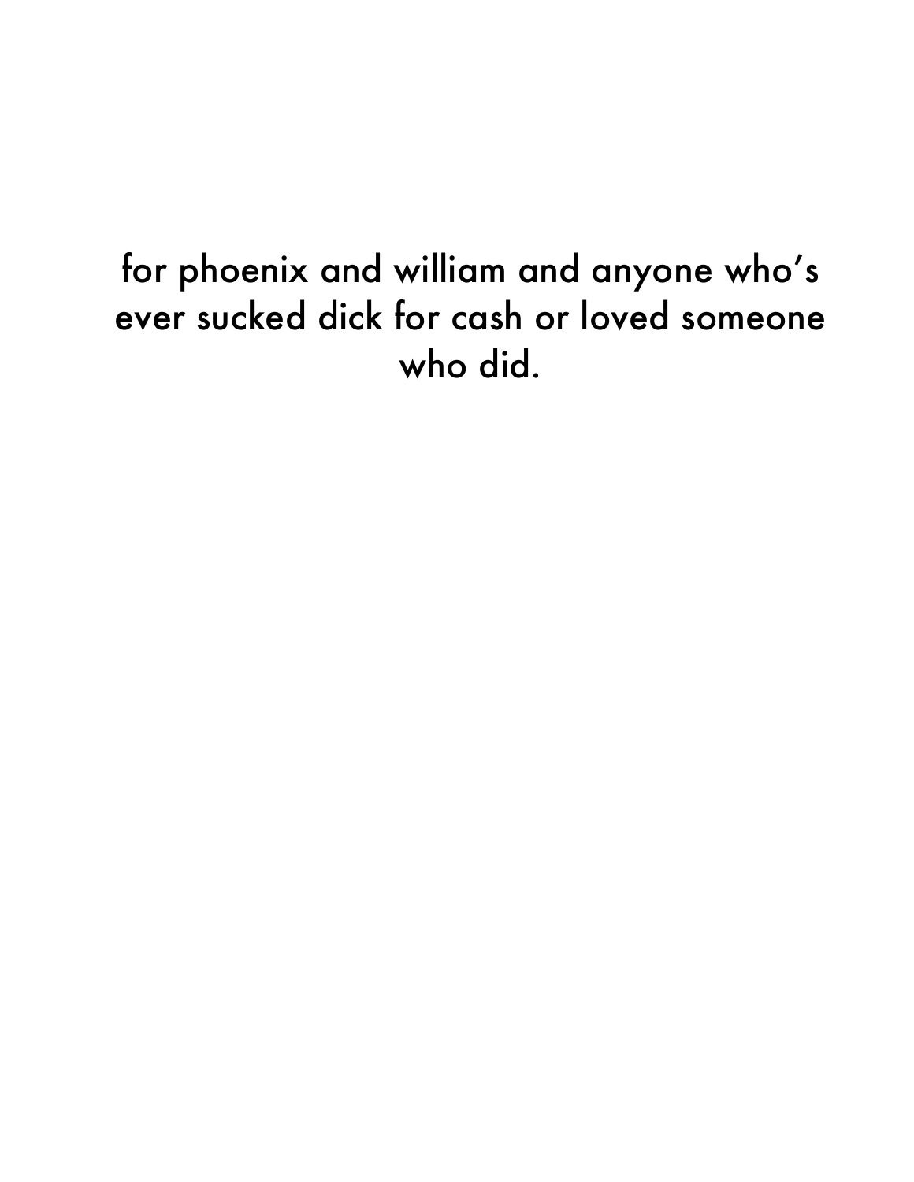for phoenix and william and anyone who's ever sucked dick for cash or loved someone who did.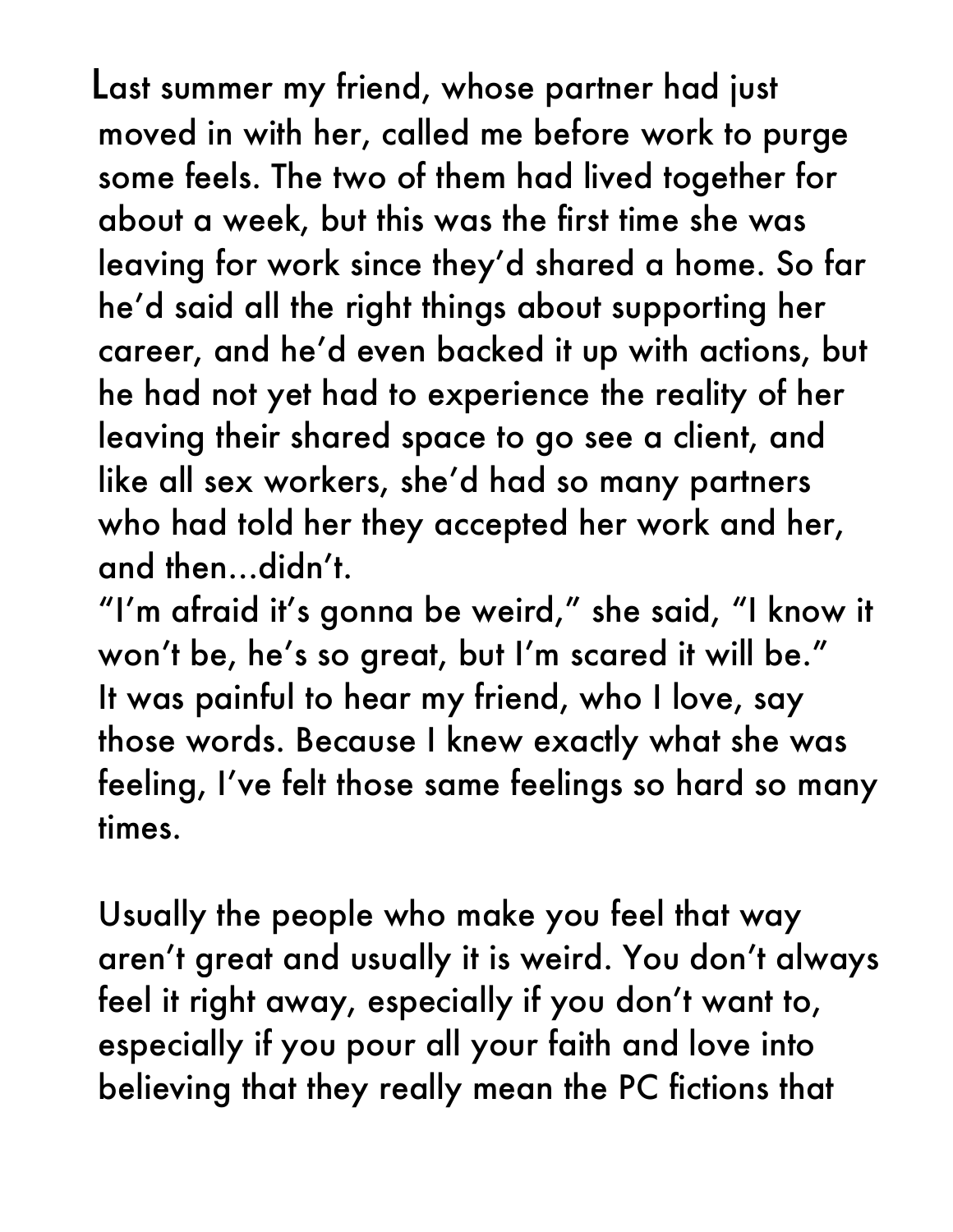Last summer my friend, whose partner had just moved in with her, called me before work to purge some feels. The two of them had lived together for about a week, but this was the first time she was leaving for work since they'd shared a home. So far he'd said all the right things about supporting her career, and he'd even backed it up with actions, but he had not yet had to experience the reality of her leaving their shared space to go see a client, and like all sex workers, she'd had so many partners who had told her they accepted her work and her, and then...didn't.

"I'm afraid it's gonna be weird," she said, "I know it won't be, he's so great, but I'm scared it will be."

It was painful to hear my friend, who I love, say those words. Because I knew exactly what she was feeling, I've felt those same feelings so hard so many times.

Usually the people who make you feel that way aren't great and usually it is weird. You don't always feel it right away, especially if you don't want to, especially if you pour all your faith and love into believing that they really mean the PC fictions that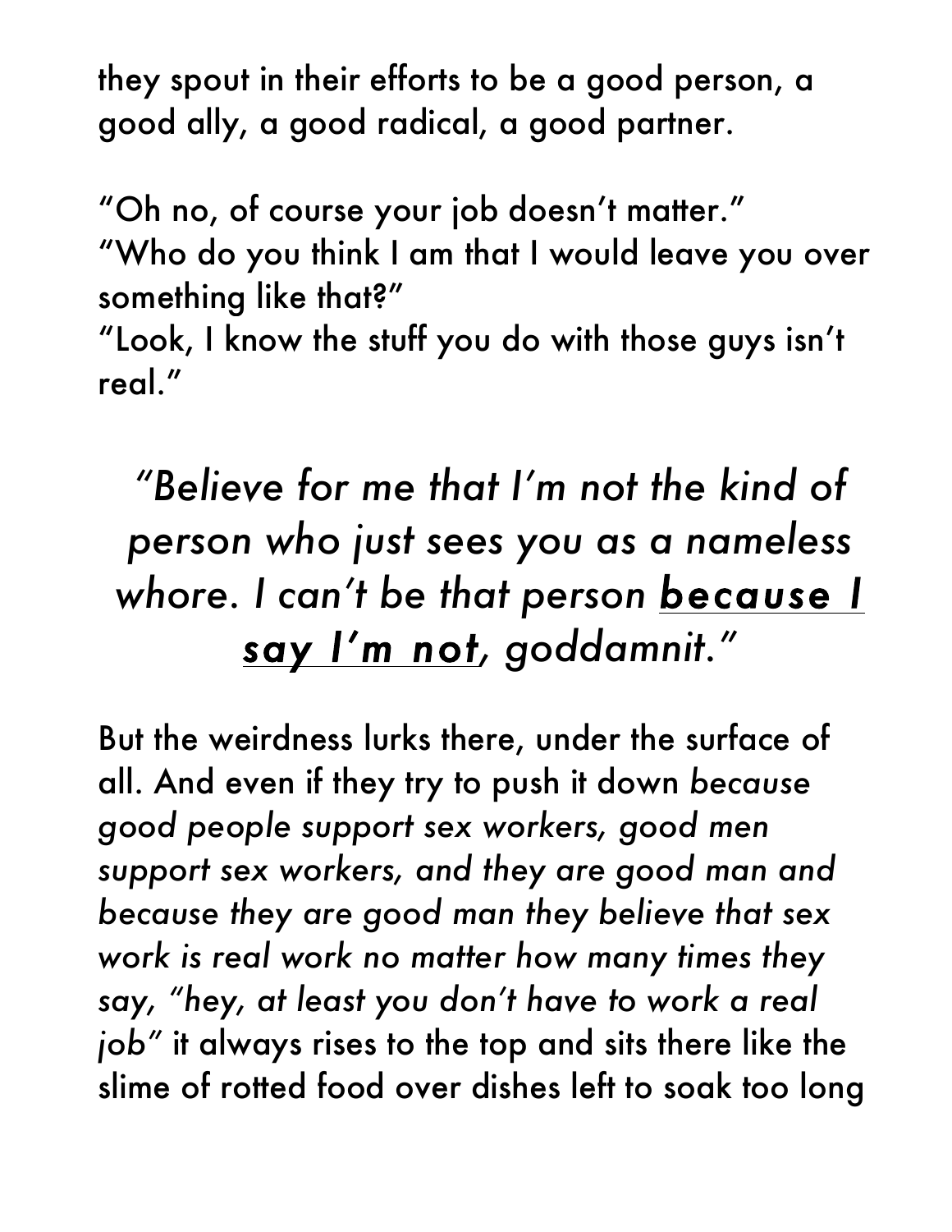they spout in their efforts to be a good person, a good ally, a good radical, a good partner.

"Oh no, of course your job doesn't matter."
"Who do you think I am that I would leave you over something like that?"
"Look, I know the stuff you do with those guys isn't real."

> *"Believe for me that I'm not the kind of person who just sees you as a nameless whore. I can't be that person **<u>because I say I'm not</u>**, goddamnit."*

But the weirdness lurks there, under the surface of all. And even if they try to push it down *because good people support sex workers, good men support sex workers, and they are good man and because they are good man they believe that sex work is real work no matter how many times they say, "hey, at least you don't have to work a real job"* it always rises to the top and sits there like the slime of rotted food over dishes left to soak too long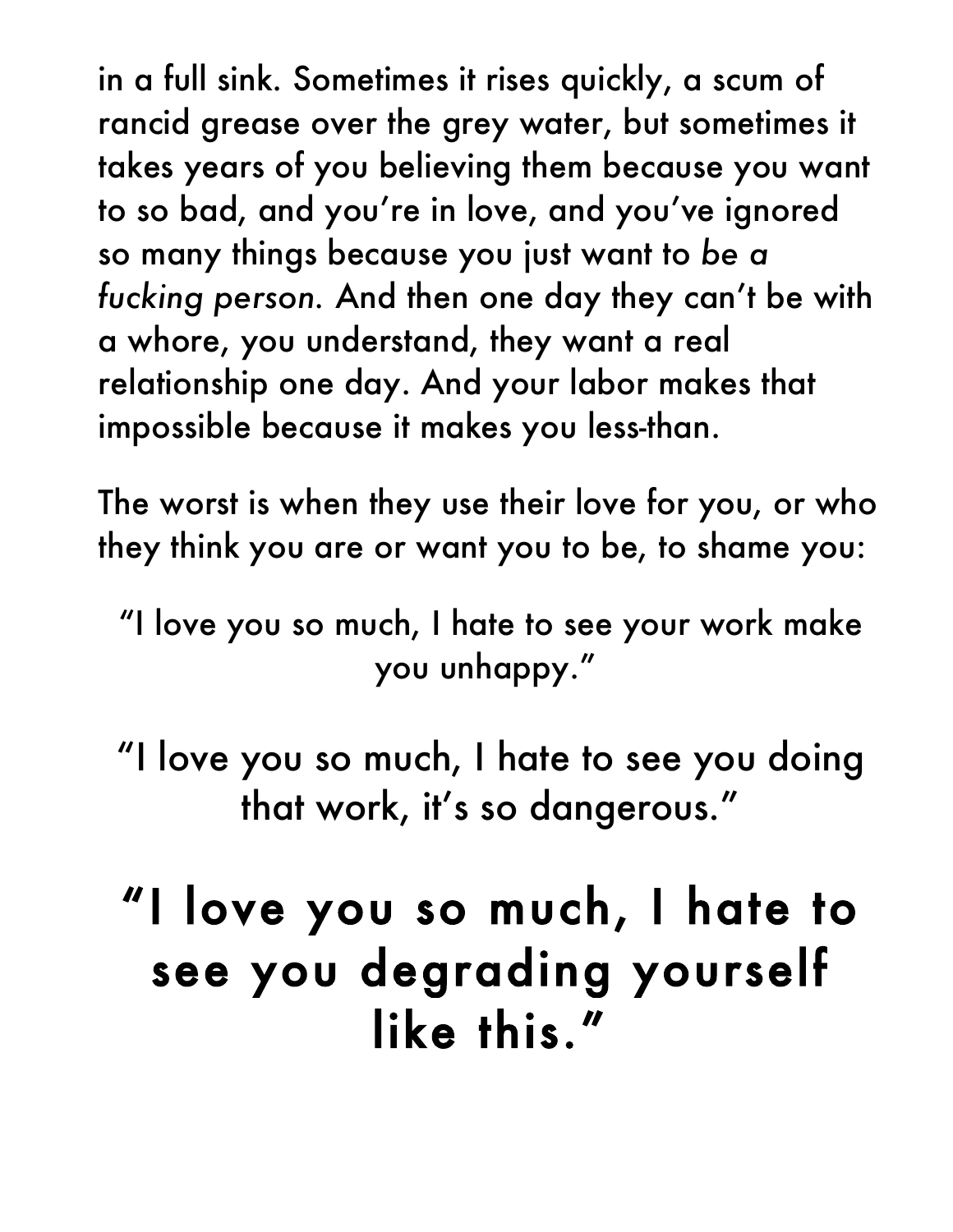in a full sink. Sometimes it rises quickly, a scum of rancid grease over the grey water, but sometimes it takes years of you believing them because you want to so bad, and you're in love, and you've ignored so many things because you just want to *be a fucking person.* And then one day they can't be with a whore, you understand, they want a real relationship one day. And your labor makes that impossible because it makes you less-than.

The worst is when they use their love for you, or who they think you are or want you to be, to shame you:

"I love you so much, I hate to see your work make you unhappy."

"I love you so much, I hate to see you doing that work, it's so dangerous."

## "I love you so much, I hate to see you degrading yourself like this."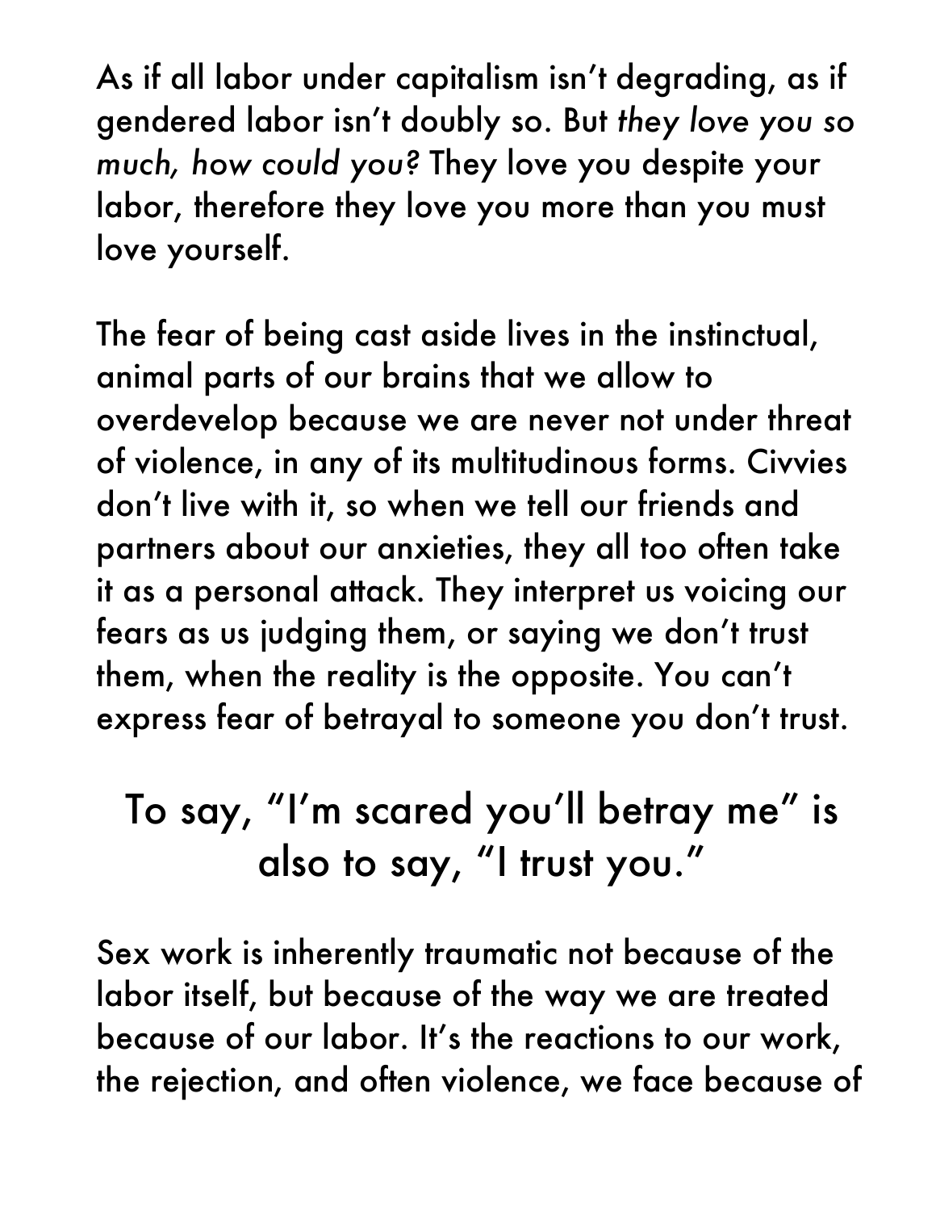As if all labor under capitalism isn't degrading, as if gendered labor isn't doubly so. But *they love you so much, how could you?* They love you despite your labor, therefore they love you more than you must love yourself.

The fear of being cast aside lives in the instinctual, animal parts of our brains that we allow to overdevelop because we are never not under threat of violence, in any of its multitudinous forms. Civvies don't live with it, so when we tell our friends and partners about our anxieties, they all too often take it as a personal attack. They interpret us voicing our fears as us judging them, or saying we don't trust them, when the reality is the opposite. You can't express fear of betrayal to someone you don't trust.

> To say, "I'm scared you'll betray me" is also to say, "I trust you."

Sex work is inherently traumatic not because of the labor itself, but because of the way we are treated because of our labor. It's the reactions to our work, the rejection, and often violence, we face because of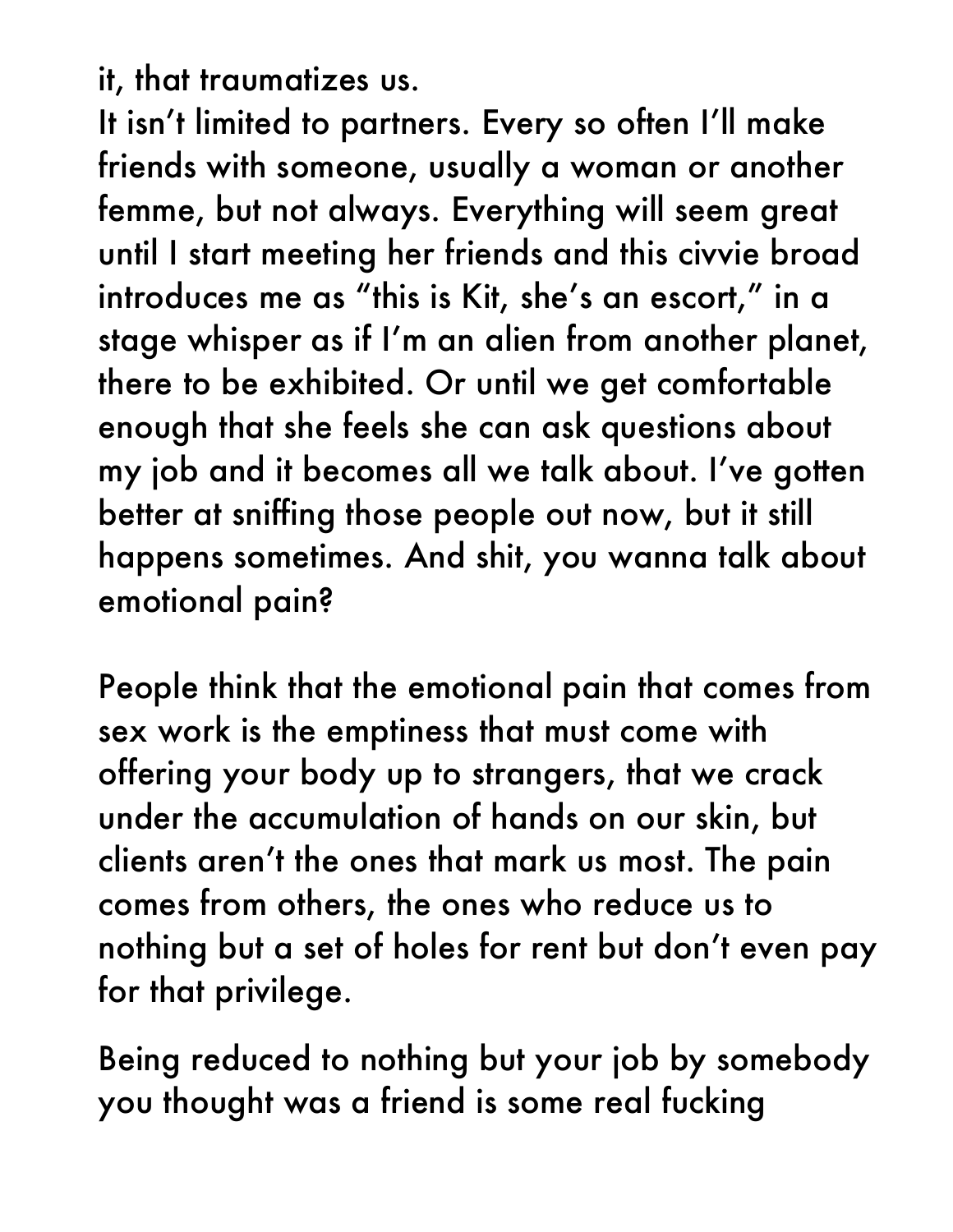it, that traumatizes us.

It isn't limited to partners. Every so often I'll make friends with someone, usually a woman or another femme, but not always. Everything will seem great until I start meeting her friends and this civvie broad introduces me as "this is Kit, she's an escort," in a stage whisper as if I'm an alien from another planet, there to be exhibited. Or until we get comfortable enough that she feels she can ask questions about my job and it becomes all we talk about. I've gotten better at sniffing those people out now, but it still happens sometimes. And shit, you wanna talk about emotional pain?

People think that the emotional pain that comes from sex work is the emptiness that must come with offering your body up to strangers, that we crack under the accumulation of hands on our skin, but clients aren't the ones that mark us most. The pain comes from others, the ones who reduce us to nothing but a set of holes for rent but don't even pay for that privilege.

Being reduced to nothing but your job by somebody you thought was a friend is some real fucking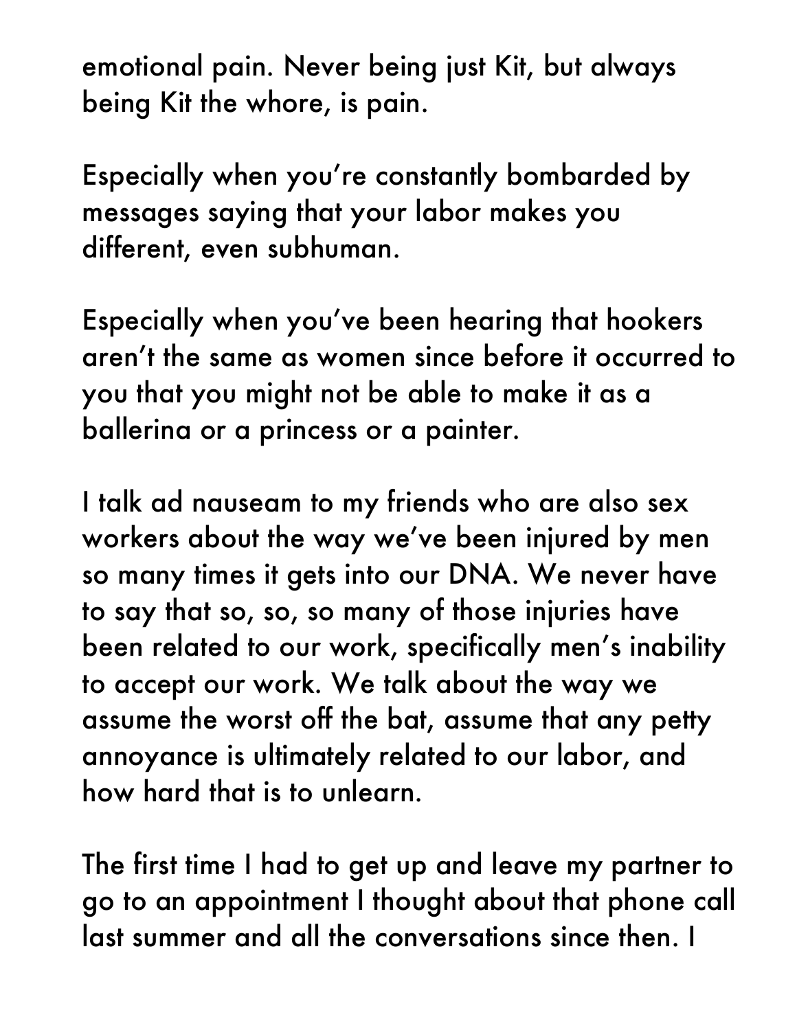emotional pain. Never being just Kit, but always being Kit the whore, is pain.

Especially when you're constantly bombarded by messages saying that your labor makes you different, even subhuman.

Especially when you've been hearing that hookers aren't the same as women since before it occurred to you that you might not be able to make it as a ballerina or a princess or a painter.

I talk ad nauseam to my friends who are also sex workers about the way we've been injured by men so many times it gets into our DNA. We never have to say that so, so, so many of those injuries have been related to our work, specifically men's inability to accept our work. We talk about the way we assume the worst off the bat, assume that any petty annoyance is ultimately related to our labor, and how hard that is to unlearn.

The first time I had to get up and leave my partner to go to an appointment I thought about that phone call last summer and all the conversations since then. I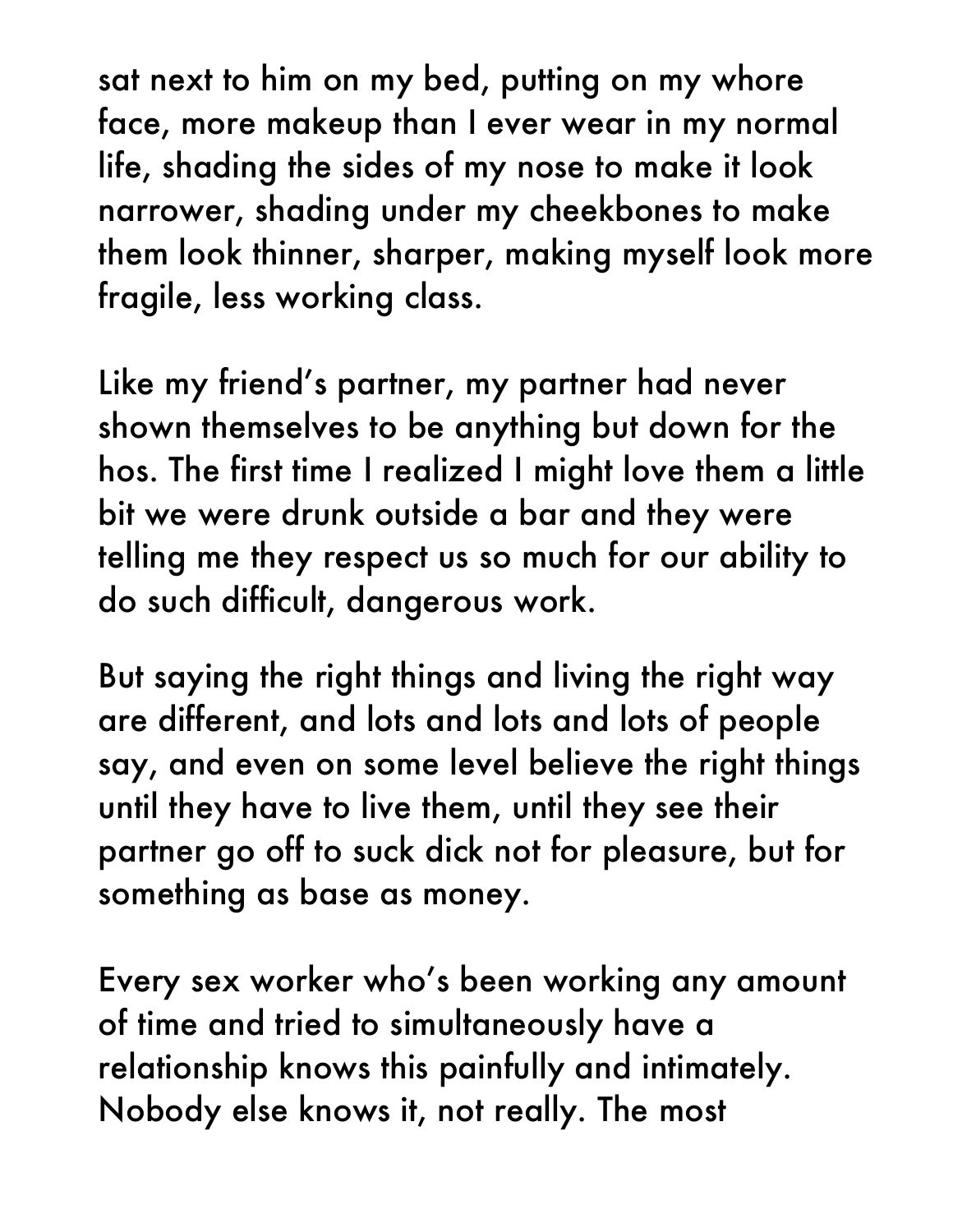sat next to him on my bed, putting on my whore face, more makeup than I ever wear in my normal life, shading the sides of my nose to make it look narrower, shading under my cheekbones to make them look thinner, sharper, making myself look more fragile, less working class.

Like my friend's partner, my partner had never shown themselves to be anything but down for the hos. The first time I realized I might love them a little bit we were drunk outside a bar and they were telling me they respect us so much for our ability to do such difficult, dangerous work.

But saying the right things and living the right way are different, and lots and lots and lots of people say, and even on some level believe the right things until they have to live them, until they see their partner go off to suck dick not for pleasure, but for something as base as money.

Every sex worker who's been working any amount of time and tried to simultaneously have a relationship knows this painfully and intimately. Nobody else knows it, not really. The most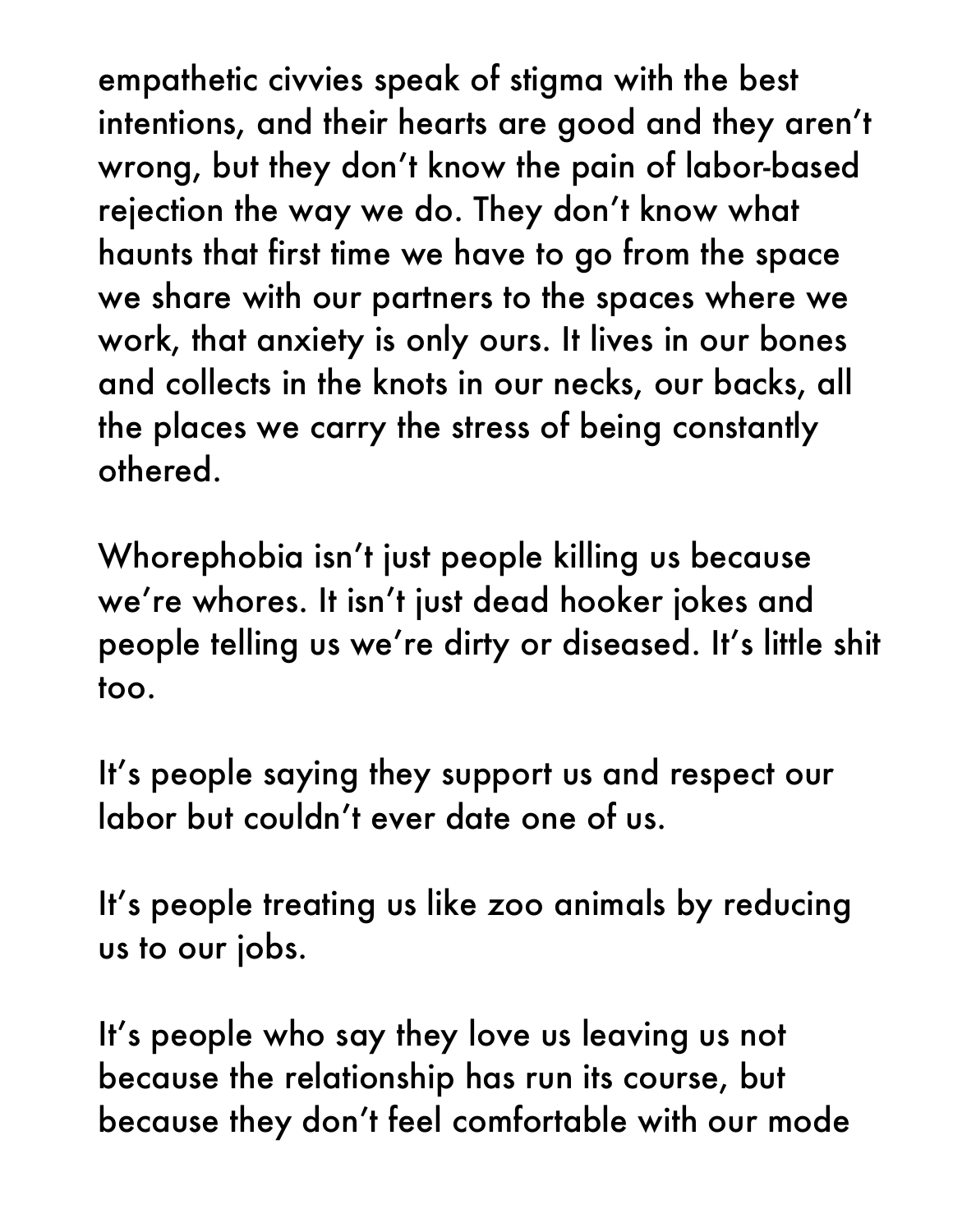empathetic civvies speak of stigma with the best intentions, and their hearts are good and they aren't wrong, but they don't know the pain of labor-based rejection the way we do. They don't know what haunts that first time we have to go from the space we share with our partners to the spaces where we work, that anxiety is only ours. It lives in our bones and collects in the knots in our necks, our backs, all the places we carry the stress of being constantly othered.

Whorephobia isn't just people killing us because we're whores. It isn't just dead hooker jokes and people telling us we're dirty or diseased. It's little shit too.

It's people saying they support us and respect our labor but couldn't ever date one of us.

It's people treating us like zoo animals by reducing us to our jobs.

It's people who say they love us leaving us not because the relationship has run its course, but because they don't feel comfortable with our mode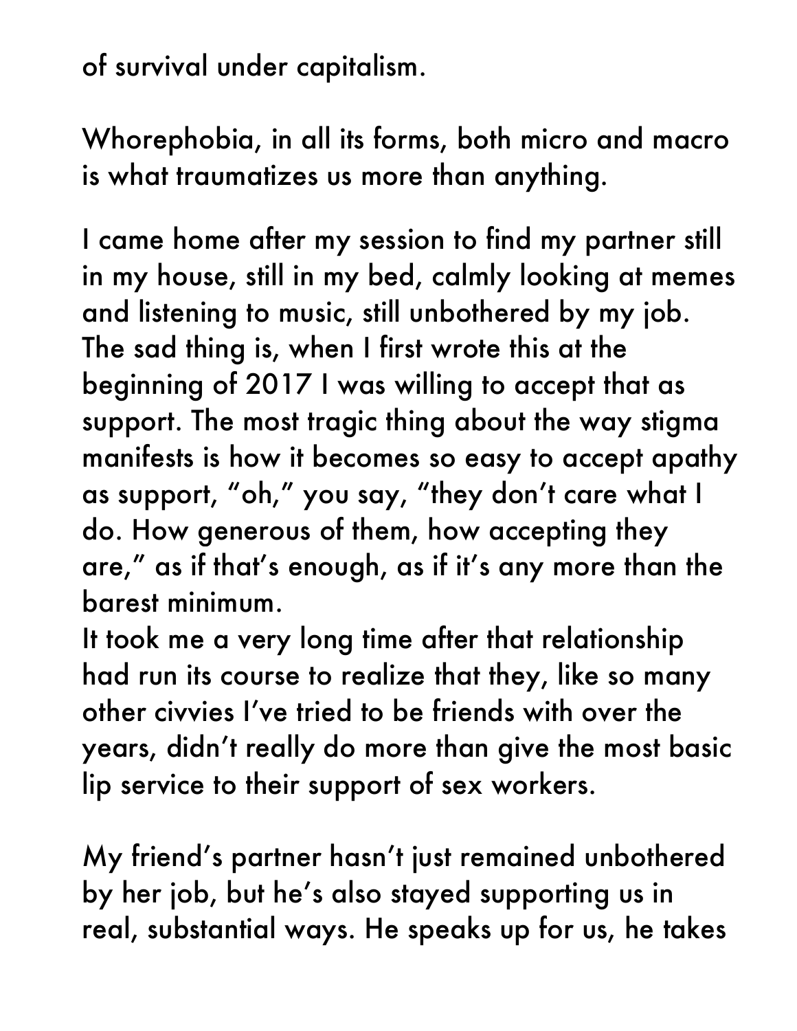of survival under capitalism.

Whorephobia, in all its forms, both micro and macro is what traumatizes us more than anything.

I came home after my session to find my partner still in my house, still in my bed, calmly looking at memes and listening to music, still unbothered by my job. The sad thing is, when I first wrote this at the beginning of 2017 I was willing to accept that as support. The most tragic thing about the way stigma manifests is how it becomes so easy to accept apathy as support, "oh," you say, "they don't care what I do. How generous of them, how accepting they are," as if that's enough, as if it's any more than the barest minimum.
It took me a very long time after that relationship had run its course to realize that they, like so many other civvies I've tried to be friends with over the years, didn't really do more than give the most basic lip service to their support of sex workers.

My friend's partner hasn't just remained unbothered by her job, but he's also stayed supporting us in real, substantial ways. He speaks up for us, he takes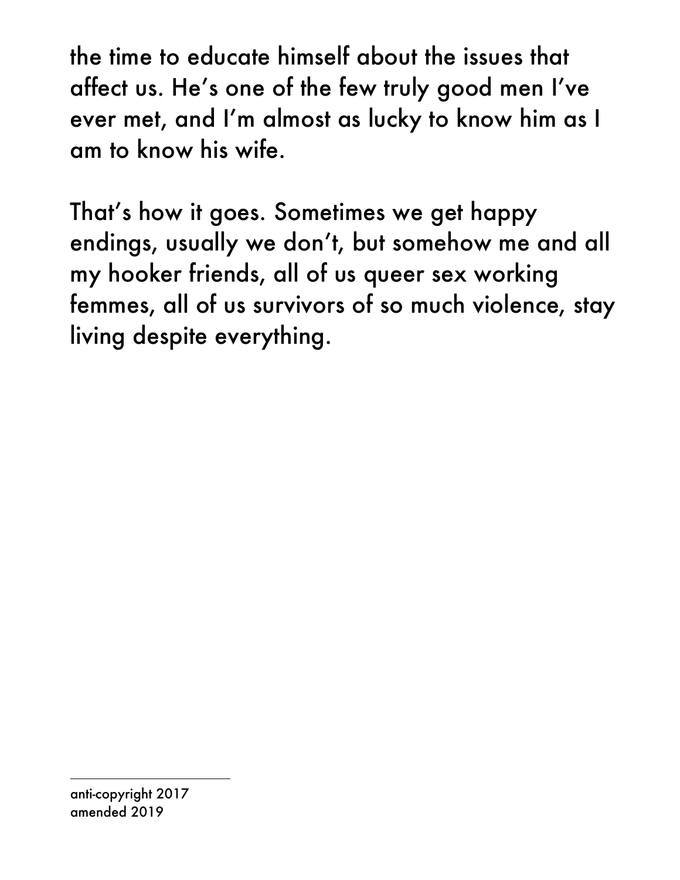the time to educate himself about the issues that affect us. He's one of the few truly good men I've ever met, and I'm almost as lucky to know him as I am to know his wife.

That's how it goes. Sometimes we get happy endings, usually we don't, but somehow me and all my hooker friends, all of us queer sex working femmes, all of us survivors of so much violence, stay living despite everything.

---

anti-copyright 2017
amended 2019